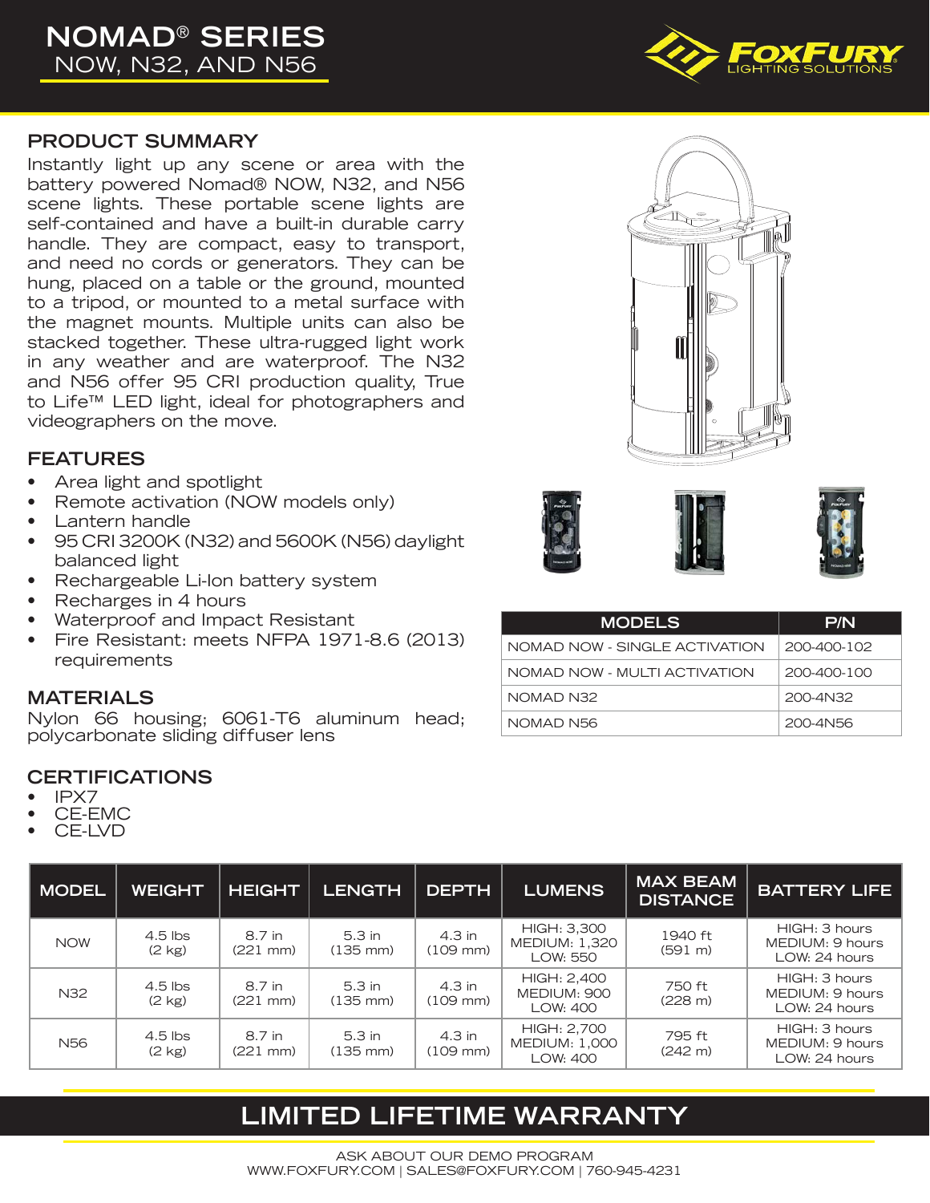# NOMAD® SERIES
## NOW, N32, AND N56

FOXFURY LIGHTING SOLUTIONS

## PRODUCT SUMMARY

Instantly light up any scene or area with the battery powered Nomad® NOW, N32, and N56 scene lights. These portable scene lights are self-contained and have a built-in durable carry handle. They are compact, easy to transport, and need no cords or generators. They can be hung, placed on a table or the ground, mounted to a tripod, or mounted to a metal surface with the magnet mounts. Multiple units can also be stacked together. These ultra-rugged light work in any weather and are waterproof. The N32 and N56 offer 95 CRI production quality, True to Life™ LED light, ideal for photographers and videographers on the move.

## FEATURES

- Area light and spotlight
- Remote activation (NOW models only)
- Lantern handle
- 95 CRI 3200K (N32) and 5600K (N56) daylight balanced light
- Rechargeable Li-Ion battery system
- Recharges in 4 hours
- Waterproof and Impact Resistant
- Fire Resistant: meets NFPA 1971-8.6 (2013) requirements

## MATERIALS

Nylon 66 housing; 6061-T6 aluminum head; polycarbonate sliding diffuser lens

## CERTIFICATIONS

- IPX7
- CE-EMC
- CE-LVD

| MODELS | P/N |
| --- | --- |
| NOMAD NOW - SINGLE ACTIVATION | 200-400-102 |
| NOMAD NOW - MULTI ACTIVATION | 200-400-100 |
| NOMAD N32 | 200-4N32 |
| NOMAD N56 | 200-4N56 |

| MODEL | WEIGHT | HEIGHT | LENGTH | DEPTH | LUMENS | MAX BEAM DISTANCE | BATTERY LIFE |
| --- | --- | --- | --- | --- | --- | --- | --- |
| NOW | 4.5 lbs (2 kg) | 8.7 in (221 mm) | 5.3 in (135 mm) | 4.3 in (109 mm) | HIGH: 3,300 MEDIUM: 1,320 LOW: 550 | 1940 ft (591 m) | HIGH: 3 hours MEDIUM: 9 hours LOW: 24 hours |
| N32 | 4.5 lbs (2 kg) | 8.7 in (221 mm) | 5.3 in (135 mm) | 4.3 in (109 mm) | HIGH: 2,400 MEDIUM: 900 LOW: 400 | 750 ft (228 m) | HIGH: 3 hours MEDIUM: 9 hours LOW: 24 hours |
| N56 | 4.5 lbs (2 kg) | 8.7 in (221 mm) | 5.3 in (135 mm) | 4.3 in (109 mm) | HIGH: 2,700 MEDIUM: 1,000 LOW: 400 | 795 ft (242 m) | HIGH: 3 hours MEDIUM: 9 hours LOW: 24 hours |

## LIMITED LIFETIME WARRANTY

ASK ABOUT OUR DEMO PROGRAM
WWW.FOXFURY.COM | SALES@FOXFURY.COM | 760-945-4231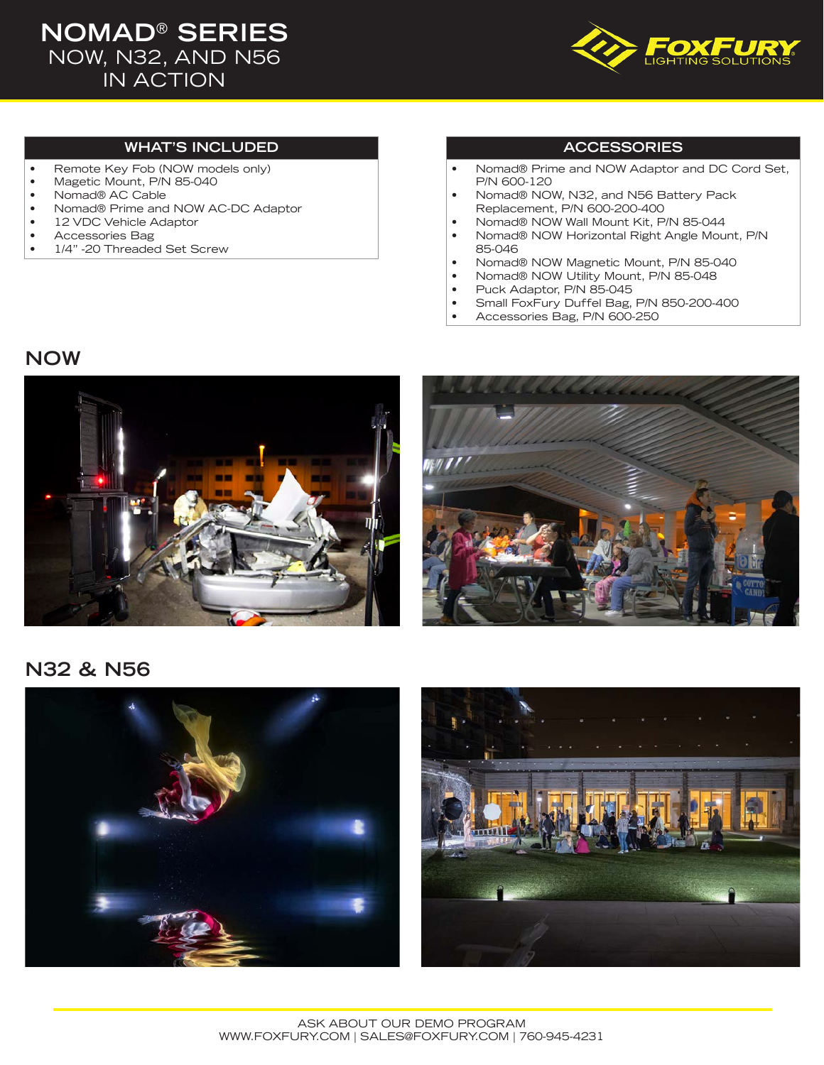# NOMAD® SERIES
## NOW, N32, AND N56 IN ACTION

### WHAT'S INCLUDED

- Remote Key Fob (NOW models only)
- Magetic Mount, P/N 85-040
- Nomad® AC Cable
- Nomad® Prime and NOW AC-DC Adaptor
- 12 VDC Vehicle Adaptor
- Accessories Bag
- 1/4" -20 Threaded Set Screw

### ACCESSORIES

- Nomad® Prime and NOW Adaptor and DC Cord Set, P/N 600-120
- Nomad® NOW, N32, and N56 Battery Pack Replacement, P/N 600-200-400
- Nomad® NOW Wall Mount Kit, P/N 85-044
- Nomad® NOW Horizontal Right Angle Mount, P/N 85-046
- Nomad® NOW Magnetic Mount, P/N 85-040
- Nomad® NOW Utility Mount, P/N 85-048
- Puck Adaptor, P/N 85-045
- Small FoxFury Duffel Bag, P/N 850-200-400
- Accessories Bag, P/N 600-250

## NOW

## N32 & N56

ASK ABOUT OUR DEMO PROGRAM
WWW.FOXFURY.COM | SALES@FOXFURY.COM | 760-945-4231